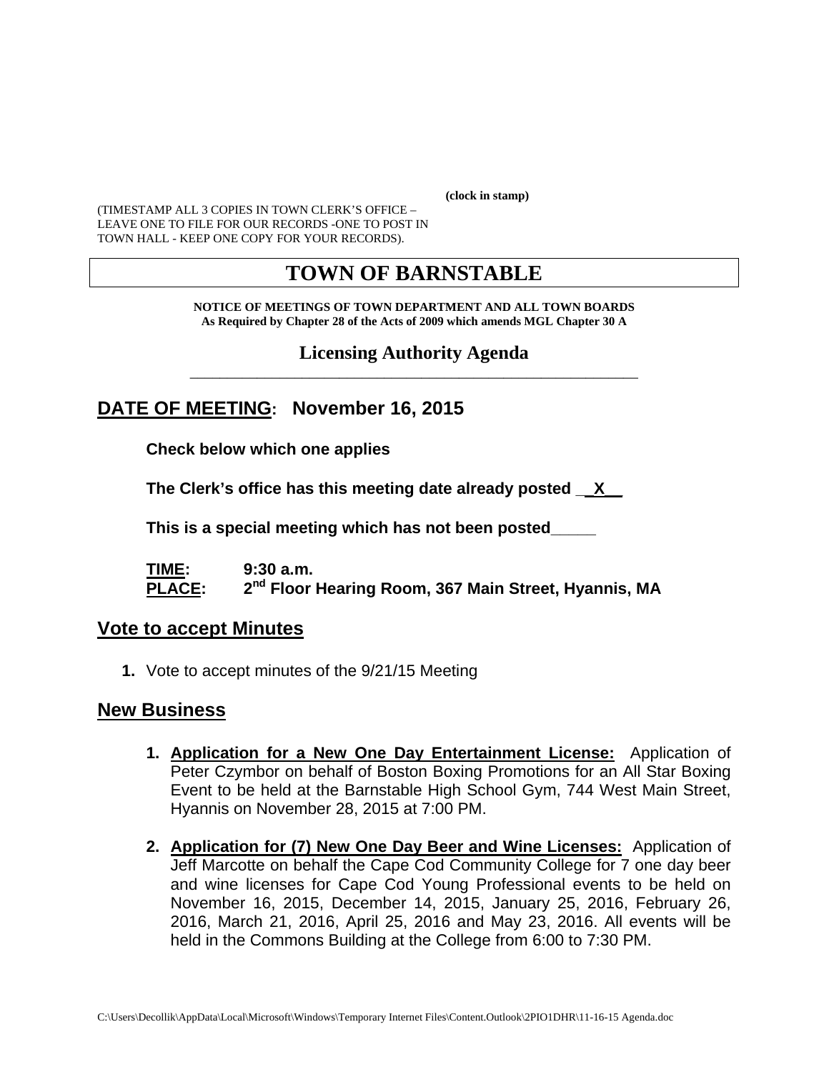**(clock in stamp)**

(TIMESTAMP ALL 3 COPIES IN TOWN CLERK'S OFFICE – LEAVE ONE TO FILE FOR OUR RECORDS -ONE TO POST IN TOWN HALL - KEEP ONE COPY FOR YOUR RECORDS).

# TOWN OF BARNSTABLE

**NOTICE OF MEETINGS OF TOWN DEPARTMENT AND ALL TOWN BOARDS**
**As Required by Chapter 28 of the Acts of 2009 which amends MGL Chapter 30 A**

## Licensing Authority Agenda

## DATE OF MEETING: November 16, 2015

**Check below which one applies**

**The Clerk's office has this meeting date already posted __X__**

**This is a special meeting which has not been posted_____**

**TIME:** **9:30 a.m.**
**PLACE:** **2nd Floor Hearing Room, 367 Main Street, Hyannis, MA**

## Vote to accept Minutes

1. Vote to accept minutes of the 9/21/15 Meeting

## New Business

1. **Application for a New One Day Entertainment License:** Application of Peter Czymbor on behalf of Boston Boxing Promotions for an All Star Boxing Event to be held at the Barnstable High School Gym, 744 West Main Street, Hyannis on November 28, 2015 at 7:00 PM.

2. **Application for (7) New One Day Beer and Wine Licenses:** Application of Jeff Marcotte on behalf the Cape Cod Community College for 7 one day beer and wine licenses for Cape Cod Young Professional events to be held on November 16, 2015, December 14, 2015, January 25, 2016, February 26, 2016, March 21, 2016, April 25, 2016 and May 23, 2016. All events will be held in the Commons Building at the College from 6:00 to 7:30 PM.

C:\Users\Decollik\AppData\Local\Microsoft\Windows\Temporary Internet Files\Content.Outlook\2PIO1DHR\11-16-15 Agenda.doc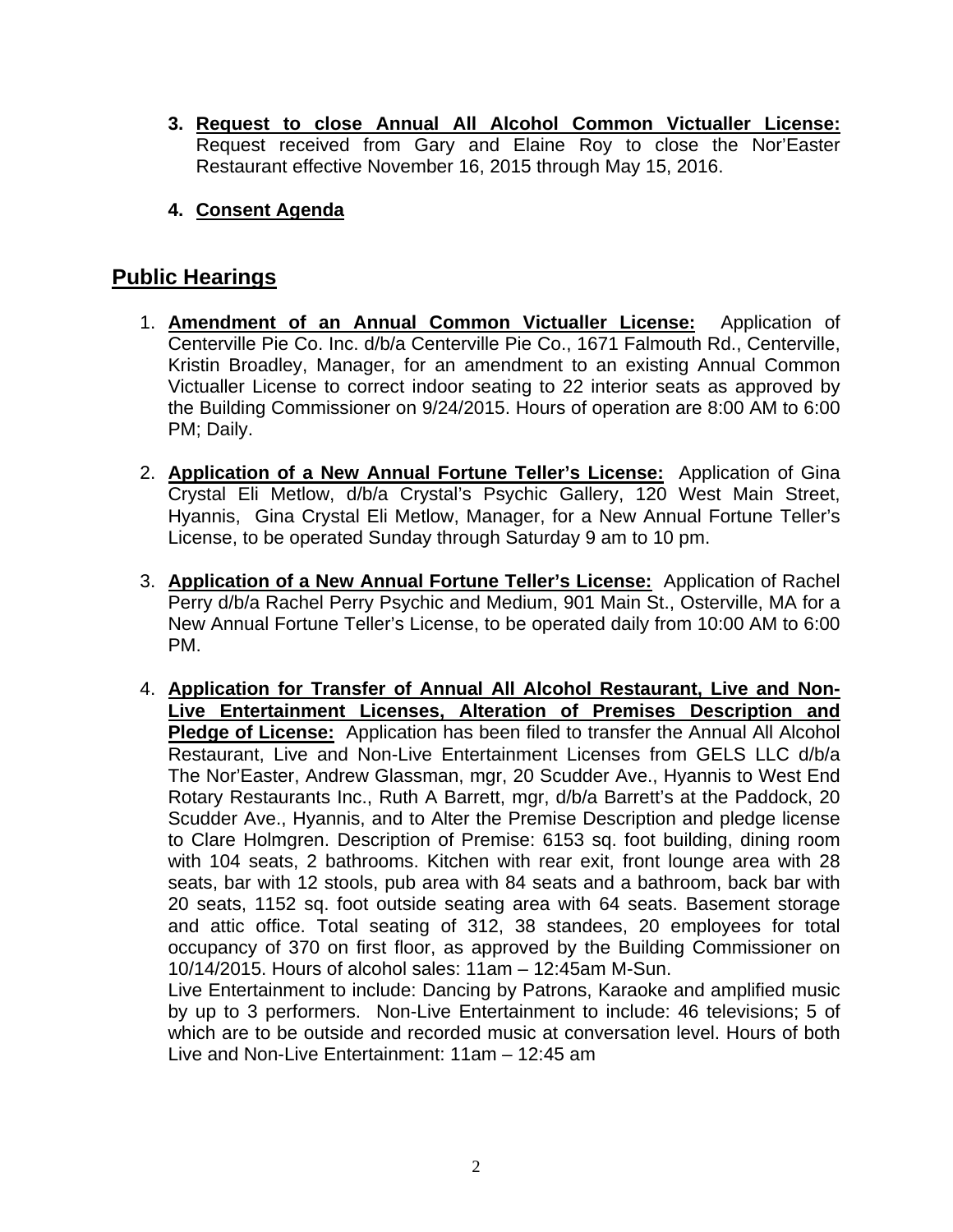3. **Request to close Annual All Alcohol Common Victualler License:** Request received from Gary and Elaine Roy to close the Nor'Easter Restaurant effective November 16, 2015 through May 15, 2016.

4. **Consent Agenda**

## Public Hearings

1. **Amendment of an Annual Common Victualler License:** Application of Centerville Pie Co. Inc. d/b/a Centerville Pie Co., 1671 Falmouth Rd., Centerville, Kristin Broadley, Manager, for an amendment to an existing Annual Common Victualler License to correct indoor seating to 22 interior seats as approved by the Building Commissioner on 9/24/2015. Hours of operation are 8:00 AM to 6:00 PM; Daily.

2. **Application of a New Annual Fortune Teller's License:** Application of Gina Crystal Eli Metlow, d/b/a Crystal's Psychic Gallery, 120 West Main Street, Hyannis, Gina Crystal Eli Metlow, Manager, for a New Annual Fortune Teller's License, to be operated Sunday through Saturday 9 am to 10 pm.

3. **Application of a New Annual Fortune Teller's License:** Application of Rachel Perry d/b/a Rachel Perry Psychic and Medium, 901 Main St., Osterville, MA for a New Annual Fortune Teller's License, to be operated daily from 10:00 AM to 6:00 PM.

4. **Application for Transfer of Annual All Alcohol Restaurant, Live and Non-Live Entertainment Licenses, Alteration of Premises Description and Pledge of License:** Application has been filed to transfer the Annual All Alcohol Restaurant, Live and Non-Live Entertainment Licenses from GELS LLC d/b/a The Nor'Easter, Andrew Glassman, mgr, 20 Scudder Ave., Hyannis to West End Rotary Restaurants Inc., Ruth A Barrett, mgr, d/b/a Barrett's at the Paddock, 20 Scudder Ave., Hyannis, and to Alter the Premise Description and pledge license to Clare Holmgren. Description of Premise: 6153 sq. foot building, dining room with 104 seats, 2 bathrooms. Kitchen with rear exit, front lounge area with 28 seats, bar with 12 stools, pub area with 84 seats and a bathroom, back bar with 20 seats, 1152 sq. foot outside seating area with 64 seats. Basement storage and attic office. Total seating of 312, 38 standees, 20 employees for total occupancy of 370 on first floor, as approved by the Building Commissioner on 10/14/2015. Hours of alcohol sales: 11am – 12:45am M-Sun.
   Live Entertainment to include: Dancing by Patrons, Karaoke and amplified music by up to 3 performers. Non-Live Entertainment to include: 46 televisions; 5 of which are to be outside and recorded music at conversation level. Hours of both Live and Non-Live Entertainment: 11am – 12:45 am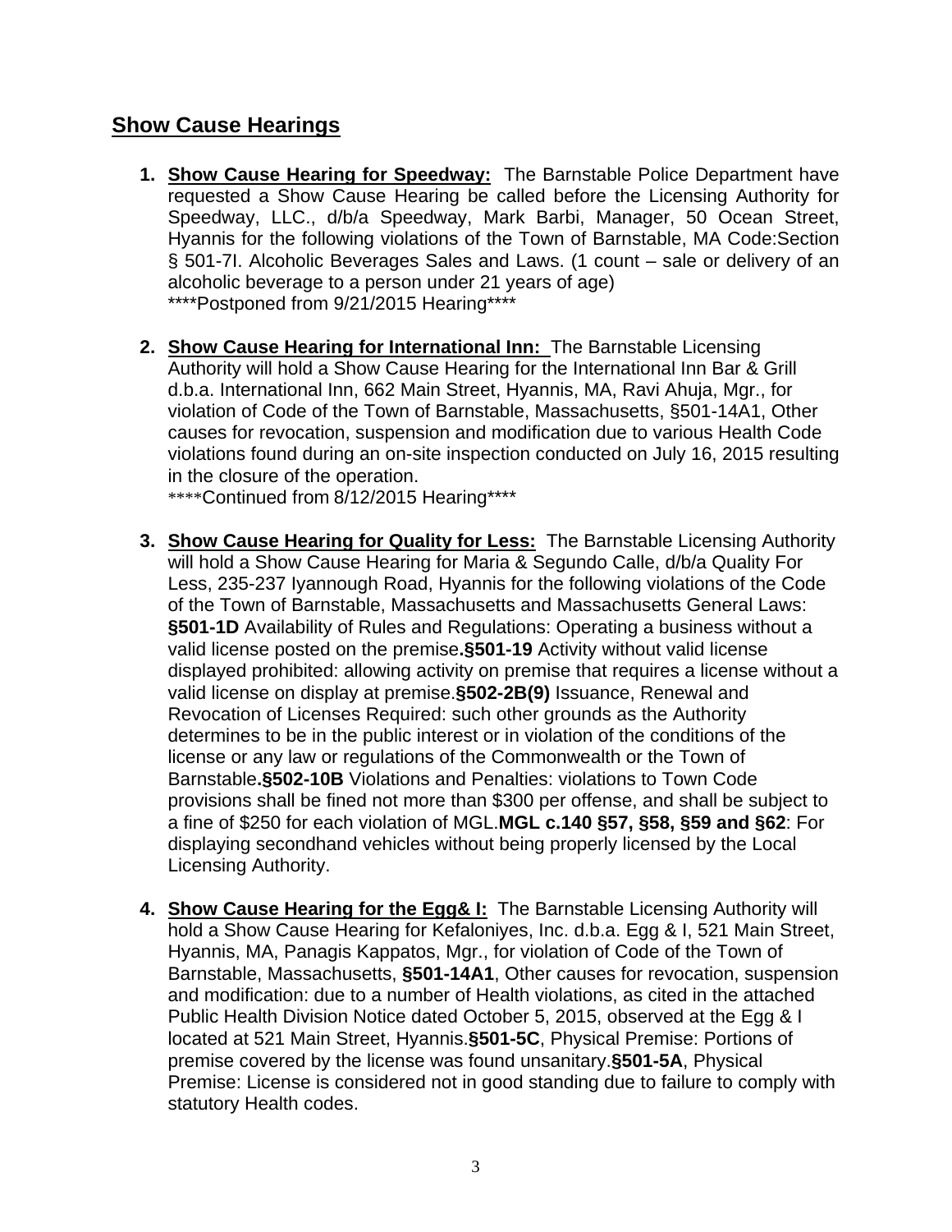## Show Cause Hearings

1. **Show Cause Hearing for Speedway:** The Barnstable Police Department have requested a Show Cause Hearing be called before the Licensing Authority for Speedway, LLC., d/b/a Speedway, Mark Barbi, Manager, 50 Ocean Street, Hyannis for the following violations of the Town of Barnstable, MA Code:Section § 501-7I. Alcoholic Beverages Sales and Laws. (1 count – sale or delivery of an alcoholic beverage to a person under 21 years of age)
   ****Postponed from 9/21/2015 Hearing****

2. **Show Cause Hearing for International Inn:** The Barnstable Licensing Authority will hold a Show Cause Hearing for the International Inn Bar & Grill d.b.a. International Inn, 662 Main Street, Hyannis, MA, Ravi Ahuja, Mgr., for violation of Code of the Town of Barnstable, Massachusetts, §501-14A1, Other causes for revocation, suspension and modification due to various Health Code violations found during an on-site inspection conducted on July 16, 2015 resulting in the closure of the operation.
   ****Continued from 8/12/2015 Hearing****

3. **Show Cause Hearing for Quality for Less:** The Barnstable Licensing Authority will hold a Show Cause Hearing for Maria & Segundo Calle, d/b/a Quality For Less, 235-237 Iyannough Road, Hyannis for the following violations of the Code of the Town of Barnstable, Massachusetts and Massachusetts General Laws: **§501-1D** Availability of Rules and Regulations: Operating a business without a valid license posted on the premise**.§501-19** Activity without valid license displayed prohibited: allowing activity on premise that requires a license without a valid license on display at premise.**§502-2B(9)** Issuance, Renewal and Revocation of Licenses Required: such other grounds as the Authority determines to be in the public interest or in violation of the conditions of the license or any law or regulations of the Commonwealth or the Town of Barnstable**.§502-10B** Violations and Penalties: violations to Town Code provisions shall be fined not more than $300 per offense, and shall be subject to a fine of $250 for each violation of MGL.**MGL c.140 §57, §58, §59 and §62**: For displaying secondhand vehicles without being properly licensed by the Local Licensing Authority.

4. **Show Cause Hearing for the Egg& I:** The Barnstable Licensing Authority will hold a Show Cause Hearing for Kefaloniyes, Inc. d.b.a. Egg & I, 521 Main Street, Hyannis, MA, Panagis Kappatos, Mgr., for violation of Code of the Town of Barnstable, Massachusetts, **§501-14A1**, Other causes for revocation, suspension and modification: due to a number of Health violations, as cited in the attached Public Health Division Notice dated October 5, 2015, observed at the Egg & I located at 521 Main Street, Hyannis.**§501-5C**, Physical Premise: Portions of premise covered by the license was found unsanitary.**§501-5A**, Physical Premise: License is considered not in good standing due to failure to comply with statutory Health codes.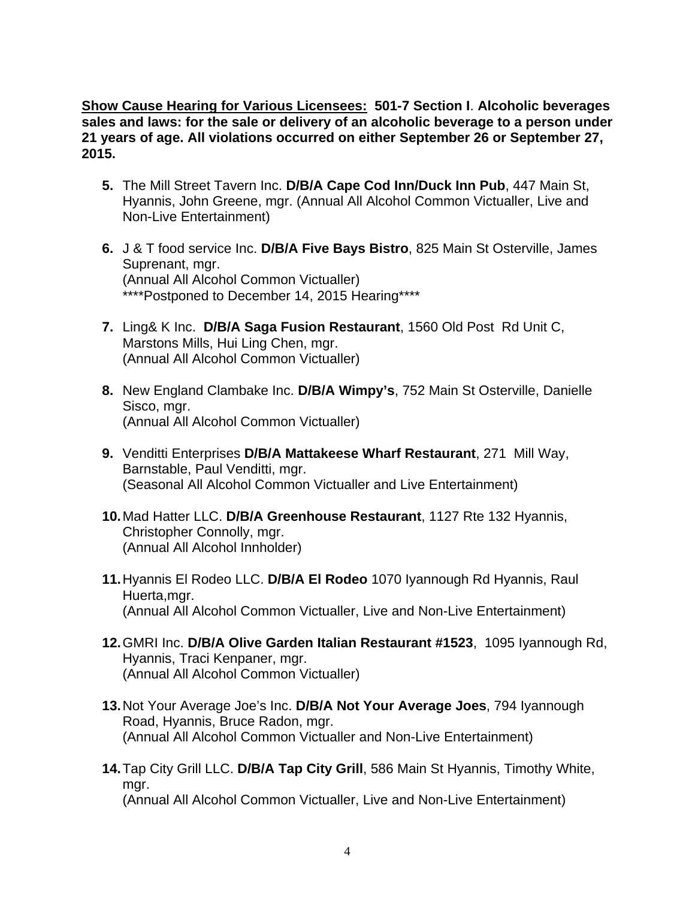**<u>Show Cause Hearing for Various Licensees:</u> 501-7 Section I. Alcoholic beverages sales and laws: for the sale or delivery of an alcoholic beverage to a person under 21 years of age. All violations occurred on either September 26 or September 27, 2015.**

5. The Mill Street Tavern Inc. **D/B/A Cape Cod Inn/Duck Inn Pub**, 447 Main St, Hyannis, John Greene, mgr. (Annual All Alcohol Common Victualler, Live and Non-Live Entertainment)

6. J & T food service Inc. **D/B/A Five Bays Bistro**, 825 Main St Osterville, James Suprenant, mgr.
   (Annual All Alcohol Common Victualler)
   ****Postponed to December 14, 2015 Hearing****

7. Ling& K Inc. **D/B/A Saga Fusion Restaurant**, 1560 Old Post Rd Unit C, Marstons Mills, Hui Ling Chen, mgr.
   (Annual All Alcohol Common Victualler)

8. New England Clambake Inc. **D/B/A Wimpy's**, 752 Main St Osterville, Danielle Sisco, mgr.
   (Annual All Alcohol Common Victualler)

9. Venditti Enterprises **D/B/A Mattakeese Wharf Restaurant**, 271 Mill Way, Barnstable, Paul Venditti, mgr.
   (Seasonal All Alcohol Common Victualler and Live Entertainment)

10. Mad Hatter LLC. **D/B/A Greenhouse Restaurant**, 1127 Rte 132 Hyannis, Christopher Connolly, mgr.
    (Annual All Alcohol Innholder)

11. Hyannis El Rodeo LLC. **D/B/A El Rodeo** 1070 Iyannough Rd Hyannis, Raul Huerta,mgr.
    (Annual All Alcohol Common Victualler, Live and Non-Live Entertainment)

12. GMRI Inc. **D/B/A Olive Garden Italian Restaurant #1523**, 1095 Iyannough Rd, Hyannis, Traci Kenpaner, mgr.
    (Annual All Alcohol Common Victualler)

13. Not Your Average Joe's Inc. **D/B/A Not Your Average Joes**, 794 Iyannough Road, Hyannis, Bruce Radon, mgr.
    (Annual All Alcohol Common Victualler and Non-Live Entertainment)

14. Tap City Grill LLC. **D/B/A Tap City Grill**, 586 Main St Hyannis, Timothy White, mgr.
    (Annual All Alcohol Common Victualler, Live and Non-Live Entertainment)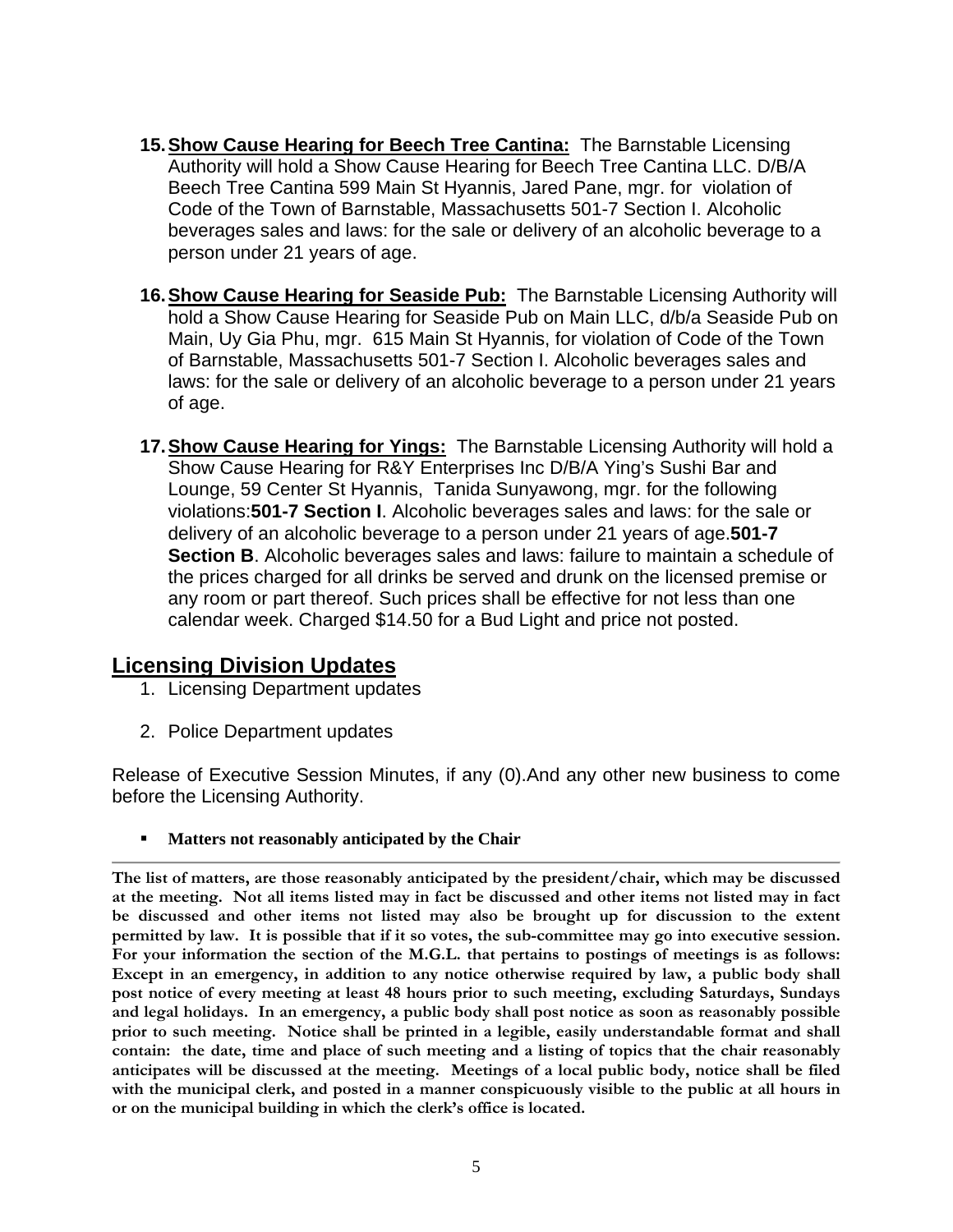15. **Show Cause Hearing for Beech Tree Cantina:** The Barnstable Licensing Authority will hold a Show Cause Hearing for Beech Tree Cantina LLC. D/B/A Beech Tree Cantina 599 Main St Hyannis, Jared Pane, mgr. for violation of Code of the Town of Barnstable, Massachusetts 501-7 Section I. Alcoholic beverages sales and laws: for the sale or delivery of an alcoholic beverage to a person under 21 years of age.

16. **Show Cause Hearing for Seaside Pub:** The Barnstable Licensing Authority will hold a Show Cause Hearing for Seaside Pub on Main LLC, d/b/a Seaside Pub on Main, Uy Gia Phu, mgr. 615 Main St Hyannis, for violation of Code of the Town of Barnstable, Massachusetts 501-7 Section I. Alcoholic beverages sales and laws: for the sale or delivery of an alcoholic beverage to a person under 21 years of age.

17. **Show Cause Hearing for Yings:** The Barnstable Licensing Authority will hold a Show Cause Hearing for R&Y Enterprises Inc D/B/A Ying's Sushi Bar and Lounge, 59 Center St Hyannis, Tanida Sunyawong, mgr. for the following violations:**501-7 Section I**. Alcoholic beverages sales and laws: for the sale or delivery of an alcoholic beverage to a person under 21 years of age.**501-7 Section B**. Alcoholic beverages sales and laws: failure to maintain a schedule of the prices charged for all drinks be served and drunk on the licensed premise or any room or part thereof. Such prices shall be effective for not less than one calendar week. Charged $14.50 for a Bud Light and price not posted.

## Licensing Division Updates

1. Licensing Department updates

2. Police Department updates

Release of Executive Session Minutes, if any (0).And any other new business to come before the Licensing Authority.

- **Matters not reasonably anticipated by the Chair**

---

**The list of matters, are those reasonably anticipated by the president/chair, which may be discussed at the meeting. Not all items listed may in fact be discussed and other items not listed may in fact be discussed and other items not listed may also be brought up for discussion to the extent permitted by law. It is possible that if it so votes, the sub-committee may go into executive session. For your information the section of the M.G.L. that pertains to postings of meetings is as follows: Except in an emergency, in addition to any notice otherwise required by law, a public body shall post notice of every meeting at least 48 hours prior to such meeting, excluding Saturdays, Sundays and legal holidays. In an emergency, a public body shall post notice as soon as reasonably possible prior to such meeting. Notice shall be printed in a legible, easily understandable format and shall contain: the date, time and place of such meeting and a listing of topics that the chair reasonably anticipates will be discussed at the meeting. Meetings of a local public body, notice shall be filed with the municipal clerk, and posted in a manner conspicuously visible to the public at all hours in or on the municipal building in which the clerk's office is located.**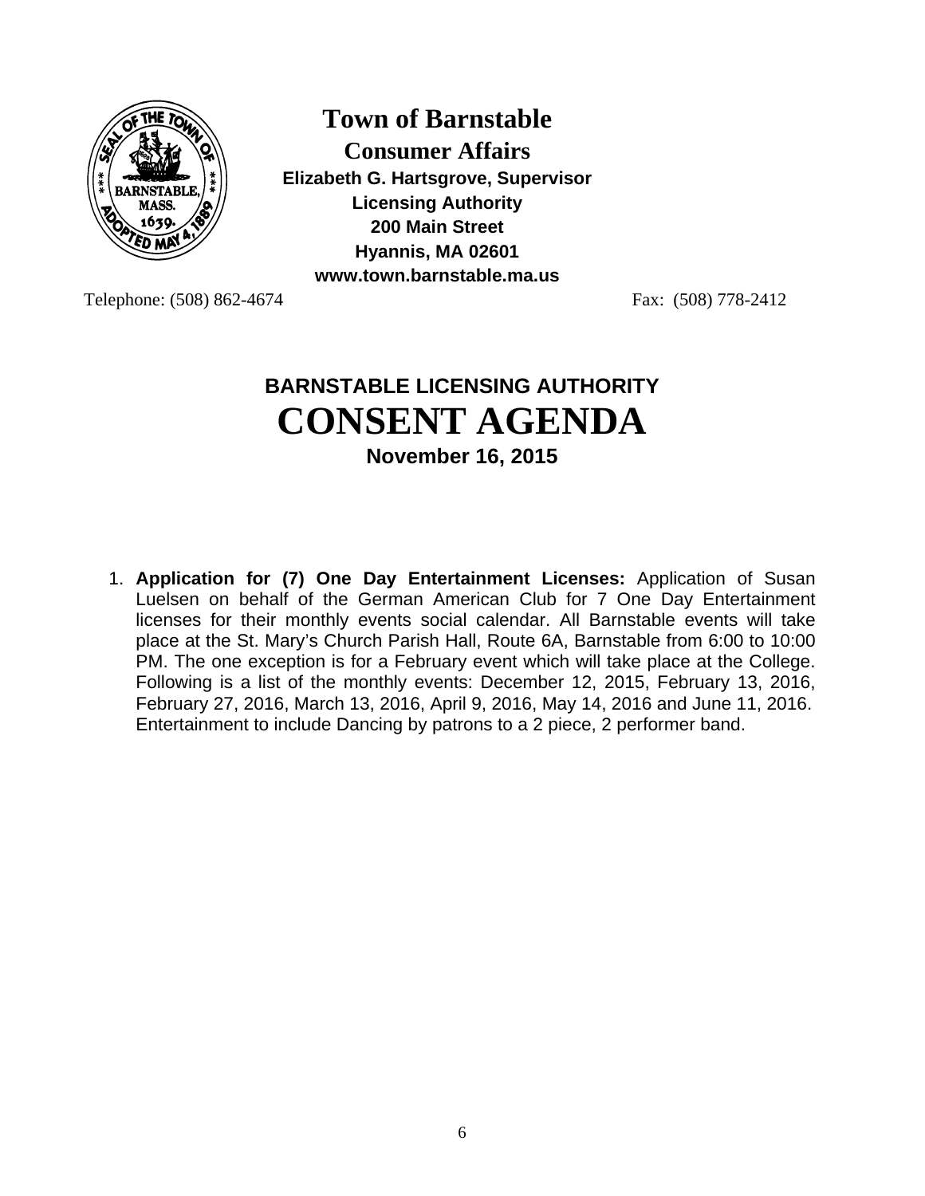# Town of Barnstable

**Consumer Affairs**

**Elizabeth G. Hartsgrove, Supervisor**

**Licensing Authority**

**200 Main Street**

**Hyannis, MA 02601**

**www.town.barnstable.ma.us**

Telephone: (508) 862-4674 Fax: (508) 778-2412

## BARNSTABLE LICENSING AUTHORITY

# CONSENT AGENDA

**November 16, 2015**

1. **Application for (7) One Day Entertainment Licenses:** Application of Susan Luelsen on behalf of the German American Club for 7 One Day Entertainment licenses for their monthly events social calendar. All Barnstable events will take place at the St. Mary's Church Parish Hall, Route 6A, Barnstable from 6:00 to 10:00 PM. The one exception is for a February event which will take place at the College. Following is a list of the monthly events: December 12, 2015, February 13, 2016, February 27, 2016, March 13, 2016, April 9, 2016, May 14, 2016 and June 11, 2016. Entertainment to include Dancing by patrons to a 2 piece, 2 performer band.